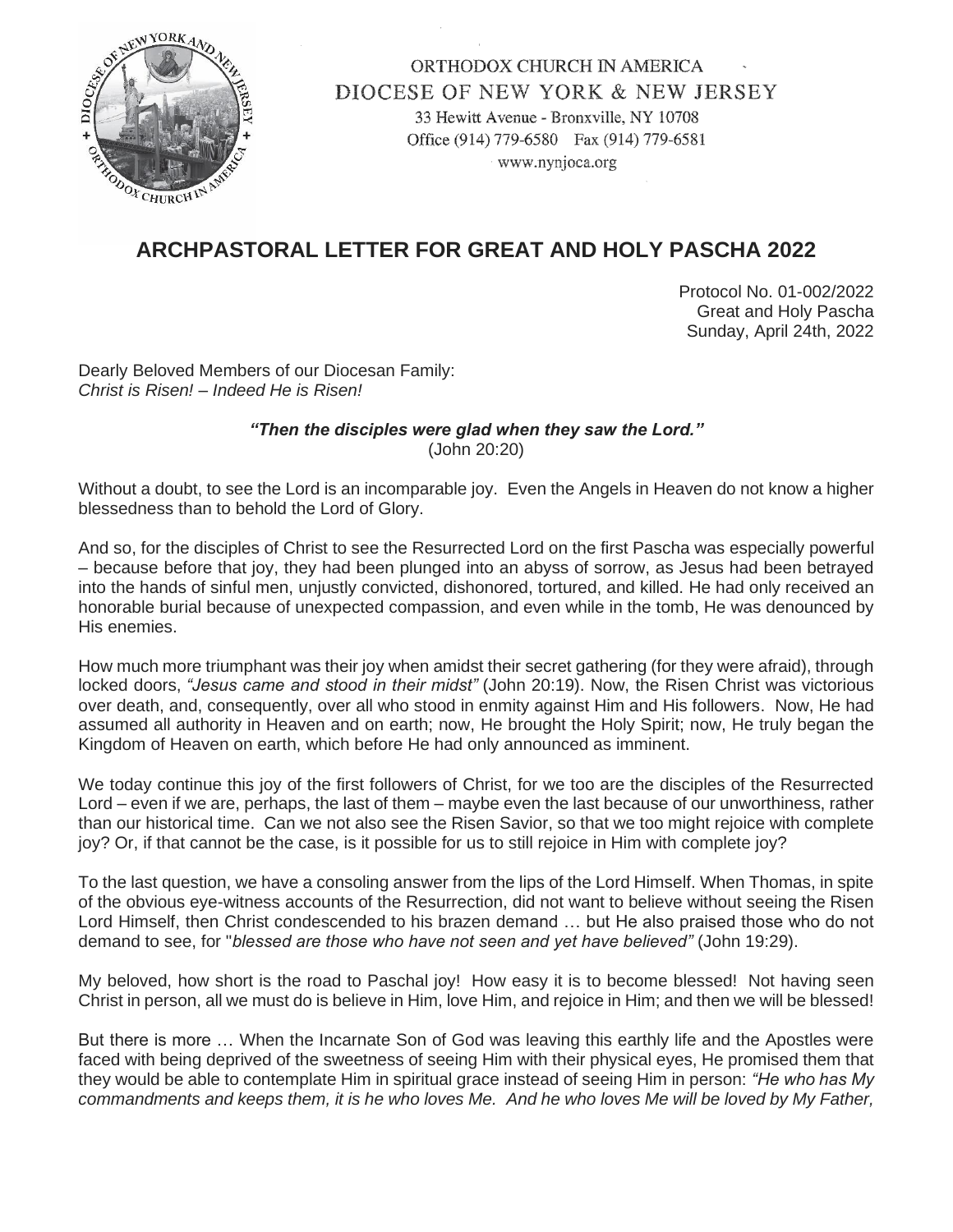ORTHODOX CHURCH IN AMERICA
DIOCESE OF NEW YORK & NEW JERSEY
33 Hewitt Avenue - Bronxville, NY 10708
Office (914) 779-6580 Fax (914) 779-6581
www.nynjoca.org

# ARCHPASTORAL LETTER FOR GREAT AND HOLY PASCHA 2022

Protocol No. 01-002/2022
Great and Holy Pascha
Sunday, April 24th, 2022

Dearly Beloved Members of our Diocesan Family:
*Christ is Risen! – Indeed He is Risen!*

***"Then the disciples were glad when they saw the Lord."***
(John 20:20)

Without a doubt, to see the Lord is an incomparable joy. Even the Angels in Heaven do not know a higher blessedness than to behold the Lord of Glory.

And so, for the disciples of Christ to see the Resurrected Lord on the first Pascha was especially powerful – because before that joy, they had been plunged into an abyss of sorrow, as Jesus had been betrayed into the hands of sinful men, unjustly convicted, dishonored, tortured, and killed. He had only received an honorable burial because of unexpected compassion, and even while in the tomb, He was denounced by His enemies.

How much more triumphant was their joy when amidst their secret gathering (for they were afraid), through locked doors, *"Jesus came and stood in their midst"* (John 20:19). Now, the Risen Christ was victorious over death, and, consequently, over all who stood in enmity against Him and His followers. Now, He had assumed all authority in Heaven and on earth; now, He brought the Holy Spirit; now, He truly began the Kingdom of Heaven on earth, which before He had only announced as imminent.

We today continue this joy of the first followers of Christ, for we too are the disciples of the Resurrected Lord – even if we are, perhaps, the last of them – maybe even the last because of our unworthiness, rather than our historical time. Can we not also see the Risen Savior, so that we too might rejoice with complete joy? Or, if that cannot be the case, is it possible for us to still rejoice in Him with complete joy?

To the last question, we have a consoling answer from the lips of the Lord Himself. When Thomas, in spite of the obvious eye-witness accounts of the Resurrection, did not want to believe without seeing the Risen Lord Himself, then Christ condescended to his brazen demand … but He also praised those who do not demand to see, for "*blessed are those who have not seen and yet have believed"* (John 19:29).

My beloved, how short is the road to Paschal joy! How easy it is to become blessed! Not having seen Christ in person, all we must do is believe in Him, love Him, and rejoice in Him; and then we will be blessed!

But there is more … When the Incarnate Son of God was leaving this earthly life and the Apostles were faced with being deprived of the sweetness of seeing Him with their physical eyes, He promised them that they would be able to contemplate Him in spiritual grace instead of seeing Him in person: *"He who has My commandments and keeps them, it is he who loves Me. And he who loves Me will be loved by My Father,*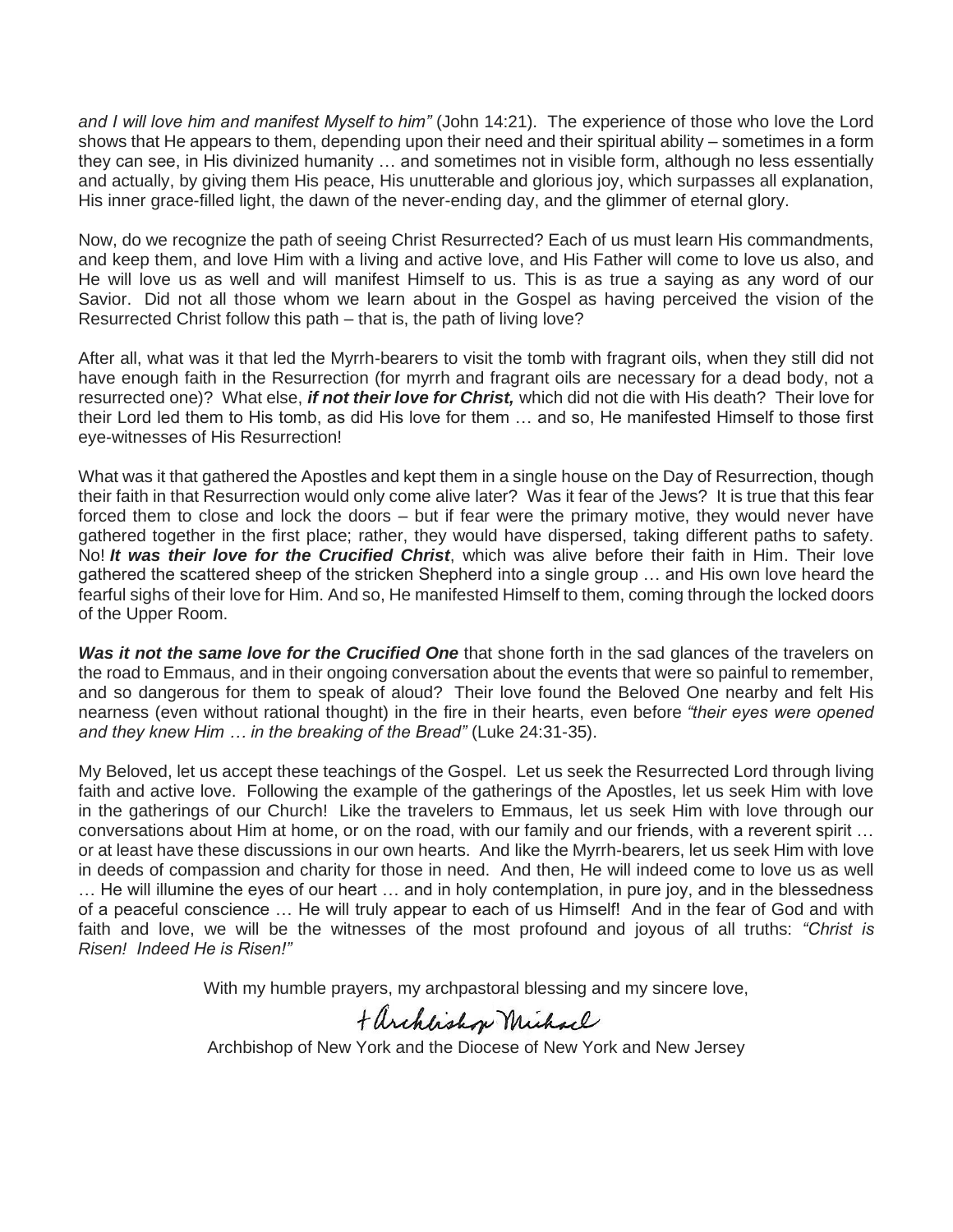*and I will love him and manifest Myself to him"* (John 14:21). The experience of those who love the Lord shows that He appears to them, depending upon their need and their spiritual ability – sometimes in a form they can see, in His divinized humanity … and sometimes not in visible form, although no less essentially and actually, by giving them His peace, His unutterable and glorious joy, which surpasses all explanation, His inner grace-filled light, the dawn of the never-ending day, and the glimmer of eternal glory.

Now, do we recognize the path of seeing Christ Resurrected? Each of us must learn His commandments, and keep them, and love Him with a living and active love, and His Father will come to love us also, and He will love us as well and will manifest Himself to us. This is as true a saying as any word of our Savior. Did not all those whom we learn about in the Gospel as having perceived the vision of the Resurrected Christ follow this path – that is, the path of living love?

After all, what was it that led the Myrrh-bearers to visit the tomb with fragrant oils, when they still did not have enough faith in the Resurrection (for myrrh and fragrant oils are necessary for a dead body, not a resurrected one)? What else, ***if not their love for Christ,*** which did not die with His death? Their love for their Lord led them to His tomb, as did His love for them … and so, He manifested Himself to those first eye-witnesses of His Resurrection!

What was it that gathered the Apostles and kept them in a single house on the Day of Resurrection, though their faith in that Resurrection would only come alive later? Was it fear of the Jews? It is true that this fear forced them to close and lock the doors – but if fear were the primary motive, they would never have gathered together in the first place; rather, they would have dispersed, taking different paths to safety. No! ***It was their love for the Crucified Christ***, which was alive before their faith in Him. Their love gathered the scattered sheep of the stricken Shepherd into a single group … and His own love heard the fearful sighs of their love for Him. And so, He manifested Himself to them, coming through the locked doors of the Upper Room.

***Was it not the same love for the Crucified One*** that shone forth in the sad glances of the travelers on the road to Emmaus, and in their ongoing conversation about the events that were so painful to remember, and so dangerous for them to speak of aloud? Their love found the Beloved One nearby and felt His nearness (even without rational thought) in the fire in their hearts, even before *"their eyes were opened and they knew Him … in the breaking of the Bread"* (Luke 24:31-35).

My Beloved, let us accept these teachings of the Gospel. Let us seek the Resurrected Lord through living faith and active love. Following the example of the gatherings of the Apostles, let us seek Him with love in the gatherings of our Church! Like the travelers to Emmaus, let us seek Him with love through our conversations about Him at home, or on the road, with our family and our friends, with a reverent spirit … or at least have these discussions in our own hearts. And like the Myrrh-bearers, let us seek Him with love in deeds of compassion and charity for those in need. And then, He will indeed come to love us as well … He will illumine the eyes of our heart … and in holy contemplation, in pure joy, and in the blessedness of a peaceful conscience … He will truly appear to each of us Himself! And in the fear of God and with faith and love, we will be the witnesses of the most profound and joyous of all truths: *"Christ is Risen! Indeed He is Risen!"*

With my humble prayers, my archpastoral blessing and my sincere love,

+Archbishop Michael

Archbishop of New York and the Diocese of New York and New Jersey